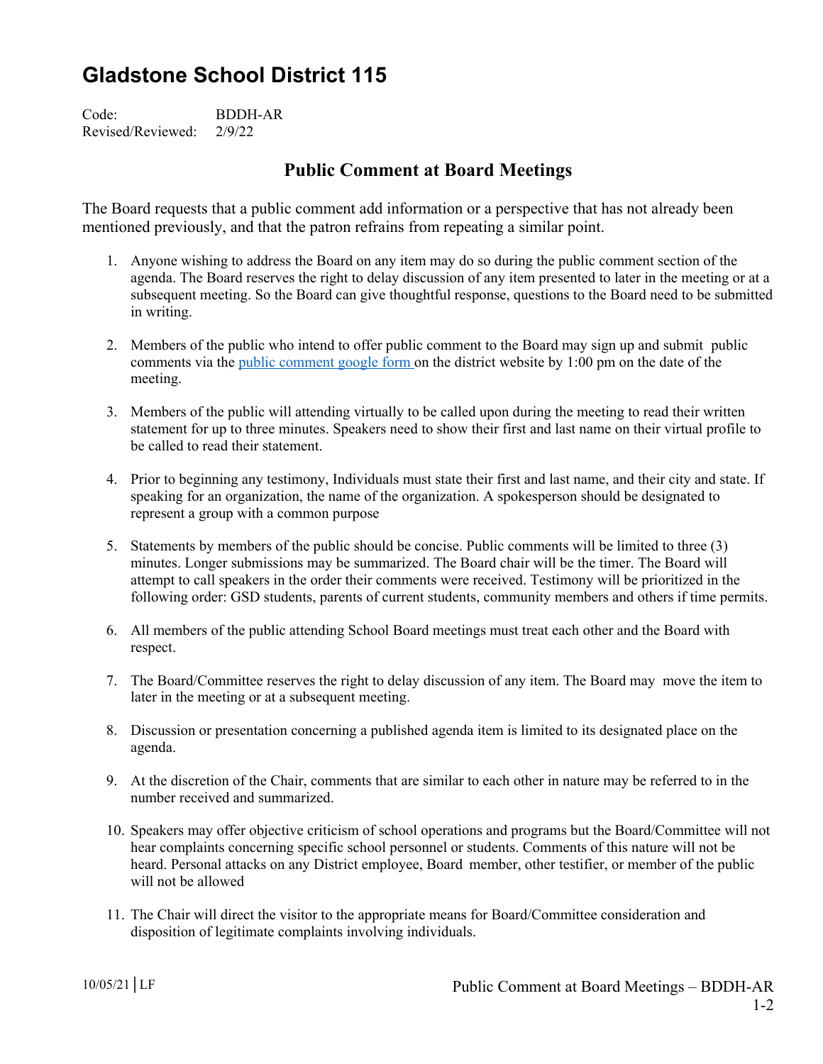# Gladstone School District 115

Code: BDDH-AR
Revised/Reviewed: 2/9/22

## Public Comment at Board Meetings

The Board requests that a public comment add information or a perspective that has not already been mentioned previously, and that the patron refrains from repeating a similar point.

1. Anyone wishing to address the Board on any item may do so during the public comment section of the agenda. The Board reserves the right to delay discussion of any item presented to later in the meeting or at a subsequent meeting. So the Board can give thoughtful response, questions to the Board need to be submitted in writing.

2. Members of the public who intend to offer public comment to the Board may sign up and submit public comments via the public comment google form on the district website by 1:00 pm on the date of the meeting.

3. Members of the public will attending virtually to be called upon during the meeting to read their written statement for up to three minutes. Speakers need to show their first and last name on their virtual profile to be called to read their statement.

4. Prior to beginning any testimony, Individuals must state their first and last name, and their city and state. If speaking for an organization, the name of the organization. A spokesperson should be designated to represent a group with a common purpose

5. Statements by members of the public should be concise. Public comments will be limited to three (3) minutes. Longer submissions may be summarized. The Board chair will be the timer. The Board will attempt to call speakers in the order their comments were received. Testimony will be prioritized in the following order: GSD students, parents of current students, community members and others if time permits.

6. All members of the public attending School Board meetings must treat each other and the Board with respect.

7. The Board/Committee reserves the right to delay discussion of any item. The Board may move the item to later in the meeting or at a subsequent meeting.

8. Discussion or presentation concerning a published agenda item is limited to its designated place on the agenda.

9. At the discretion of the Chair, comments that are similar to each other in nature may be referred to in the number received and summarized.

10. Speakers may offer objective criticism of school operations and programs but the Board/Committee will not hear complaints concerning specific school personnel or students. Comments of this nature will not be heard. Personal attacks on any District employee, Board member, other testifier, or member of the public will not be allowed

11. The Chair will direct the visitor to the appropriate means for Board/Committee consideration and disposition of legitimate complaints involving individuals.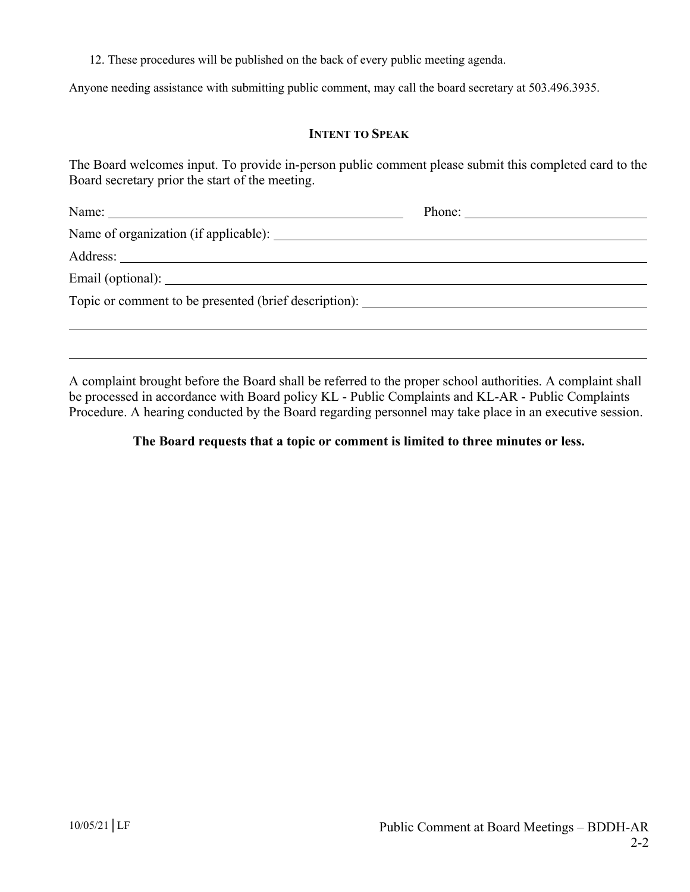12. These procedures will be published on the back of every public meeting agenda.

Anyone needing assistance with submitting public comment, may call the board secretary at 503.496.3935.

## INTENT TO SPEAK

The Board welcomes input. To provide in-person public comment please submit this completed card to the Board secretary prior the start of the meeting.

Name: ______________________________ Phone: ____________________

Name of organization (if applicable): ________________________________________

Address: ____________________________________________________________

Email (optional): ______________________________________________________

Topic or comment to be presented (brief description): ______________________________

____________________________________________________________________

____________________________________________________________________

A complaint brought before the Board shall be referred to the proper school authorities. A complaint shall be processed in accordance with Board policy KL - Public Complaints and KL-AR - Public Complaints Procedure. A hearing conducted by the Board regarding personnel may take place in an executive session.

**The Board requests that a topic or comment is limited to three minutes or less.**

10/05/21 | LF

Public Comment at Board Meetings – BDDH-AR